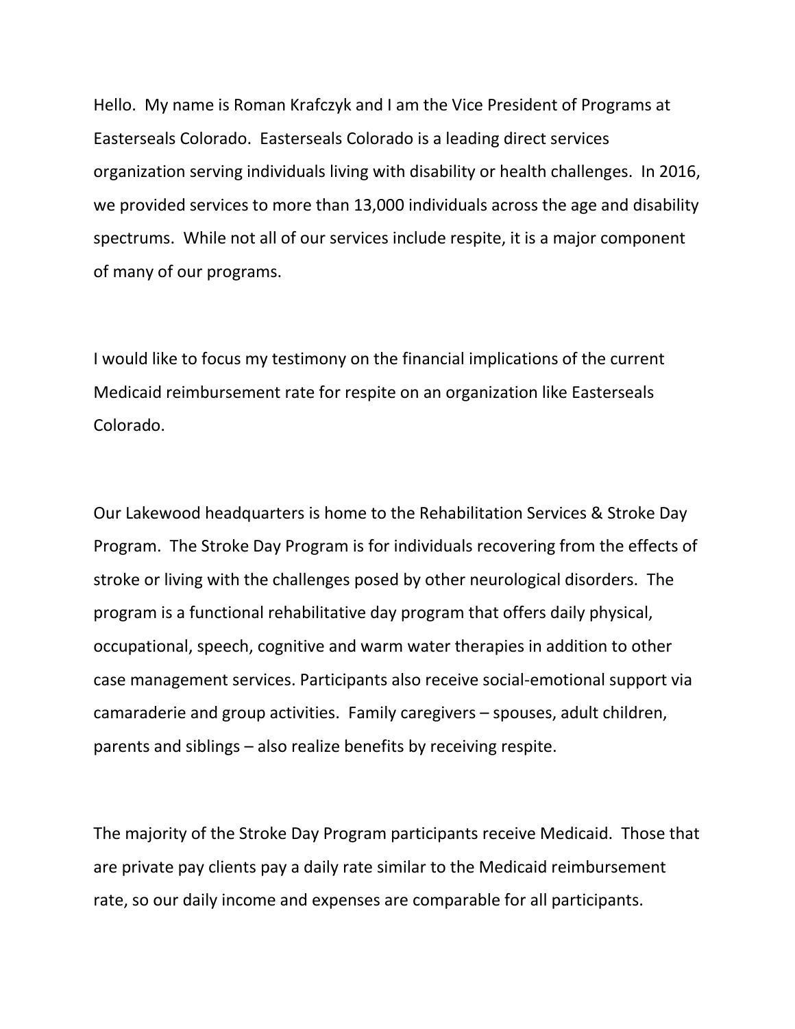Hello. My name is Roman Krafczyk and I am the Vice President of Programs at Easterseals Colorado. Easterseals Colorado is a leading direct services organization serving individuals living with disability or health challenges. In 2016, we provided services to more than 13,000 individuals across the age and disability spectrums. While not all of our services include respite, it is a major component of many of our programs.

I would like to focus my testimony on the financial implications of the current Medicaid reimbursement rate for respite on an organization like Easterseals Colorado.

Our Lakewood headquarters is home to the Rehabilitation Services & Stroke Day Program. The Stroke Day Program is for individuals recovering from the effects of stroke or living with the challenges posed by other neurological disorders. The program is a functional rehabilitative day program that offers daily physical, occupational, speech, cognitive and warm water therapies in addition to other case management services. Participants also receive social-emotional support via camaraderie and group activities. Family caregivers – spouses, adult children, parents and siblings – also realize benefits by receiving respite.

The majority of the Stroke Day Program participants receive Medicaid. Those that are private pay clients pay a daily rate similar to the Medicaid reimbursement rate, so our daily income and expenses are comparable for all participants.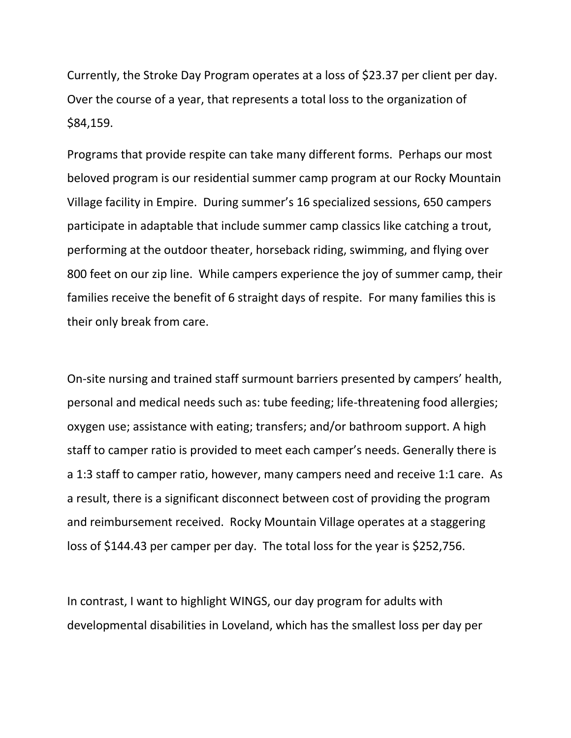Currently, the Stroke Day Program operates at a loss of $23.37 per client per day. Over the course of a year, that represents a total loss to the organization of $84,159.

Programs that provide respite can take many different forms. Perhaps our most beloved program is our residential summer camp program at our Rocky Mountain Village facility in Empire. During summer's 16 specialized sessions, 650 campers participate in adaptable that include summer camp classics like catching a trout, performing at the outdoor theater, horseback riding, swimming, and flying over 800 feet on our zip line. While campers experience the joy of summer camp, their families receive the benefit of 6 straight days of respite. For many families this is their only break from care.

On-site nursing and trained staff surmount barriers presented by campers' health, personal and medical needs such as: tube feeding; life-threatening food allergies; oxygen use; assistance with eating; transfers; and/or bathroom support. A high staff to camper ratio is provided to meet each camper's needs. Generally there is a 1:3 staff to camper ratio, however, many campers need and receive 1:1 care. As a result, there is a significant disconnect between cost of providing the program and reimbursement received. Rocky Mountain Village operates at a staggering loss of $144.43 per camper per day. The total loss for the year is $252,756.

In contrast, I want to highlight WINGS, our day program for adults with developmental disabilities in Loveland, which has the smallest loss per day per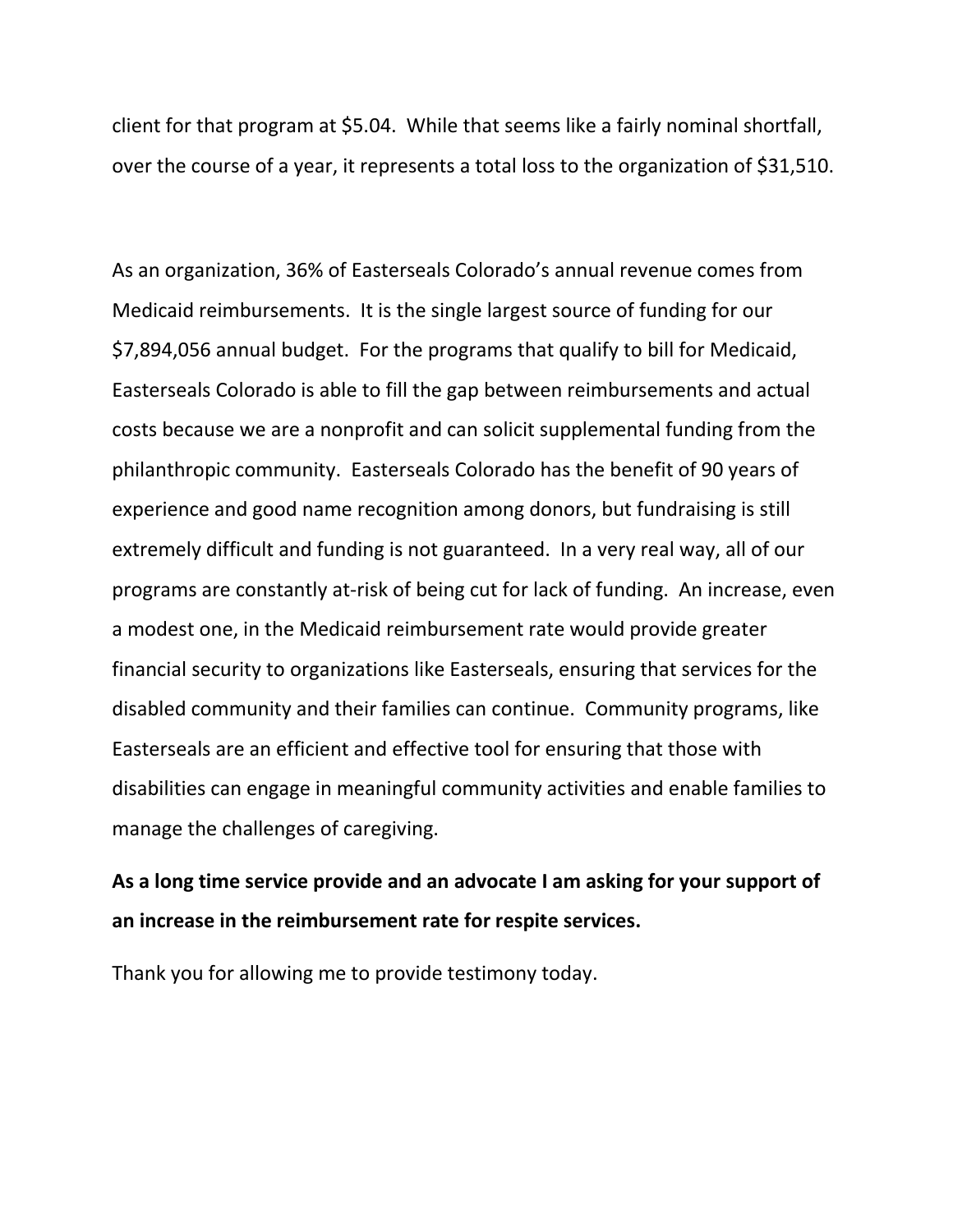client for that program at $5.04. While that seems like a fairly nominal shortfall, over the course of a year, it represents a total loss to the organization of $31,510.

As an organization, 36% of Easterseals Colorado's annual revenue comes from Medicaid reimbursements. It is the single largest source of funding for our $7,894,056 annual budget. For the programs that qualify to bill for Medicaid, Easterseals Colorado is able to fill the gap between reimbursements and actual costs because we are a nonprofit and can solicit supplemental funding from the philanthropic community. Easterseals Colorado has the benefit of 90 years of experience and good name recognition among donors, but fundraising is still extremely difficult and funding is not guaranteed. In a very real way, all of our programs are constantly at-risk of being cut for lack of funding. An increase, even a modest one, in the Medicaid reimbursement rate would provide greater financial security to organizations like Easterseals, ensuring that services for the disabled community and their families can continue. Community programs, like Easterseals are an efficient and effective tool for ensuring that those with disabilities can engage in meaningful community activities and enable families to manage the challenges of caregiving.

**As a long time service provide and an advocate I am asking for your support of an increase in the reimbursement rate for respite services.**

Thank you for allowing me to provide testimony today.